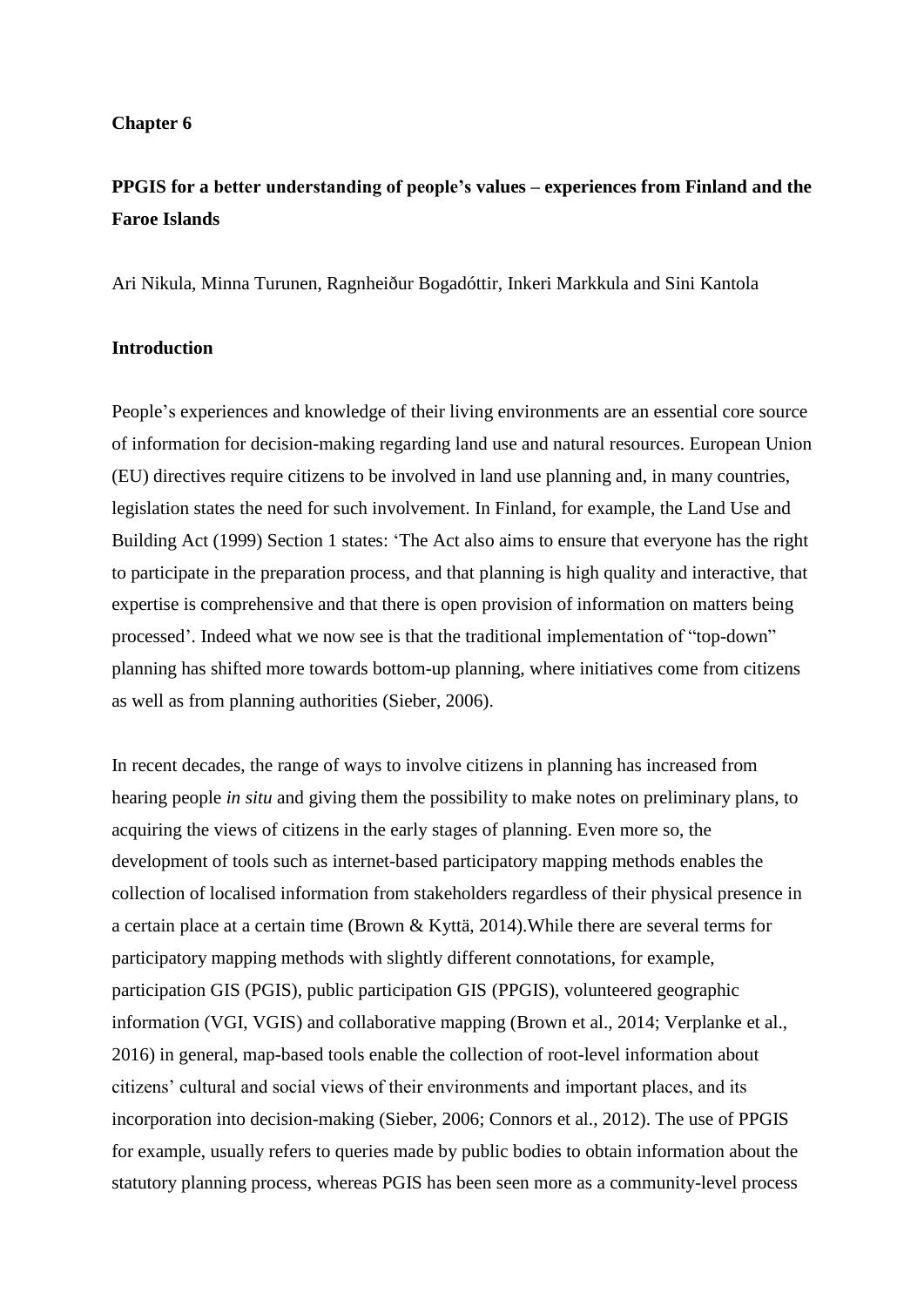**Chapter 6**

# PPGIS for a better understanding of people's values – experiences from Finland and the Faroe Islands

Ari Nikula, Minna Turunen, Ragnheiður Bogadóttir, Inkeri Markkula and Sini Kantola

## Introduction

People's experiences and knowledge of their living environments are an essential core source of information for decision-making regarding land use and natural resources. European Union (EU) directives require citizens to be involved in land use planning and, in many countries, legislation states the need for such involvement. In Finland, for example, the Land Use and Building Act (1999) Section 1 states: 'The Act also aims to ensure that everyone has the right to participate in the preparation process, and that planning is high quality and interactive, that expertise is comprehensive and that there is open provision of information on matters being processed'. Indeed what we now see is that the traditional implementation of "top-down" planning has shifted more towards bottom-up planning, where initiatives come from citizens as well as from planning authorities (Sieber, 2006).

In recent decades, the range of ways to involve citizens in planning has increased from hearing people *in situ* and giving them the possibility to make notes on preliminary plans, to acquiring the views of citizens in the early stages of planning. Even more so, the development of tools such as internet-based participatory mapping methods enables the collection of localised information from stakeholders regardless of their physical presence in a certain place at a certain time (Brown & Kyttä, 2014).While there are several terms for participatory mapping methods with slightly different connotations, for example, participation GIS (PGIS), public participation GIS (PPGIS), volunteered geographic information (VGI, VGIS) and collaborative mapping (Brown et al., 2014; Verplanke et al., 2016) in general, map-based tools enable the collection of root-level information about citizens' cultural and social views of their environments and important places, and its incorporation into decision-making (Sieber, 2006; Connors et al., 2012). The use of PPGIS for example, usually refers to queries made by public bodies to obtain information about the statutory planning process, whereas PGIS has been seen more as a community-level process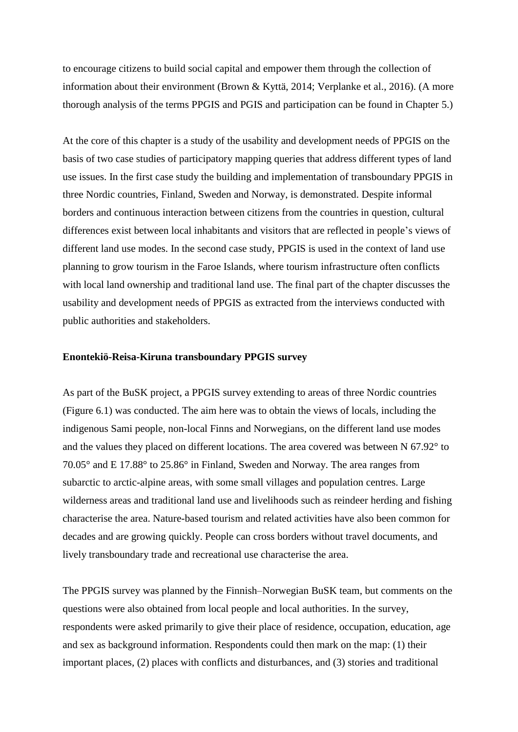to encourage citizens to build social capital and empower them through the collection of information about their environment (Brown & Kyttä, 2014; Verplanke et al., 2016). (A more thorough analysis of the terms PPGIS and PGIS and participation can be found in Chapter 5.)

At the core of this chapter is a study of the usability and development needs of PPGIS on the basis of two case studies of participatory mapping queries that address different types of land use issues. In the first case study the building and implementation of transboundary PPGIS in three Nordic countries, Finland, Sweden and Norway, is demonstrated. Despite informal borders and continuous interaction between citizens from the countries in question, cultural differences exist between local inhabitants and visitors that are reflected in people's views of different land use modes. In the second case study, PPGIS is used in the context of land use planning to grow tourism in the Faroe Islands, where tourism infrastructure often conflicts with local land ownership and traditional land use. The final part of the chapter discusses the usability and development needs of PPGIS as extracted from the interviews conducted with public authorities and stakeholders.

**Enontekiö-Reisa-Kiruna transboundary PPGIS survey**

As part of the BuSK project, a PPGIS survey extending to areas of three Nordic countries (Figure 6.1) was conducted. The aim here was to obtain the views of locals, including the indigenous Sami people, non-local Finns and Norwegians, on the different land use modes and the values they placed on different locations. The area covered was between N 67.92° to 70.05° and E 17.88° to 25.86° in Finland, Sweden and Norway. The area ranges from subarctic to arctic-alpine areas, with some small villages and population centres. Large wilderness areas and traditional land use and livelihoods such as reindeer herding and fishing characterise the area. Nature-based tourism and related activities have also been common for decades and are growing quickly. People can cross borders without travel documents, and lively transboundary trade and recreational use characterise the area.

The PPGIS survey was planned by the Finnish–Norwegian BuSK team, but comments on the questions were also obtained from local people and local authorities. In the survey, respondents were asked primarily to give their place of residence, occupation, education, age and sex as background information. Respondents could then mark on the map: (1) their important places, (2) places with conflicts and disturbances, and (3) stories and traditional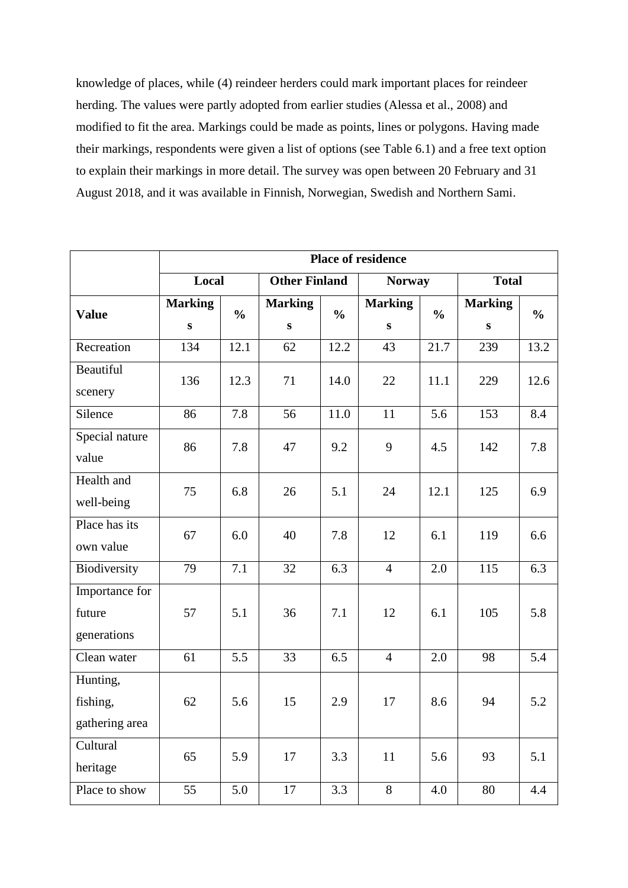knowledge of places, while (4) reindeer herders could mark important places for reindeer herding. The values were partly adopted from earlier studies (Alessa et al., 2008) and modified to fit the area. Markings could be made as points, lines or polygons. Having made their markings, respondents were given a list of options (see Table 6.1) and a free text option to explain their markings in more detail. The survey was open between 20 February and 31 August 2018, and it was available in Finnish, Norwegian, Swedish and Northern Sami.

| | **Place of residence** | | | | | | | |
|---|---|---|---|---|---|---|---|---|
| | **Local** | | **Other Finland** | | **Norway** | | **Total** | |
| **Value** | **Markings** | **%** | **Markings** | **%** | **Markings** | **%** | **Markings** | **%** |
| Recreation | 134 | 12.1 | 62 | 12.2 | 43 | 21.7 | 239 | 13.2 |
| Beautiful scenery | 136 | 12.3 | 71 | 14.0 | 22 | 11.1 | 229 | 12.6 |
| Silence | 86 | 7.8 | 56 | 11.0 | 11 | 5.6 | 153 | 8.4 |
| Special nature value | 86 | 7.8 | 47 | 9.2 | 9 | 4.5 | 142 | 7.8 |
| Health and well-being | 75 | 6.8 | 26 | 5.1 | 24 | 12.1 | 125 | 6.9 |
| Place has its own value | 67 | 6.0 | 40 | 7.8 | 12 | 6.1 | 119 | 6.6 |
| Biodiversity | 79 | 7.1 | 32 | 6.3 | 4 | 2.0 | 115 | 6.3 |
| Importance for future generations | 57 | 5.1 | 36 | 7.1 | 12 | 6.1 | 105 | 5.8 |
| Clean water | 61 | 5.5 | 33 | 6.5 | 4 | 2.0 | 98 | 5.4 |
| Hunting, fishing, gathering area | 62 | 5.6 | 15 | 2.9 | 17 | 8.6 | 94 | 5.2 |
| Cultural heritage | 65 | 5.9 | 17 | 3.3 | 11 | 5.6 | 93 | 5.1 |
| Place to show | 55 | 5.0 | 17 | 3.3 | 8 | 4.0 | 80 | 4.4 |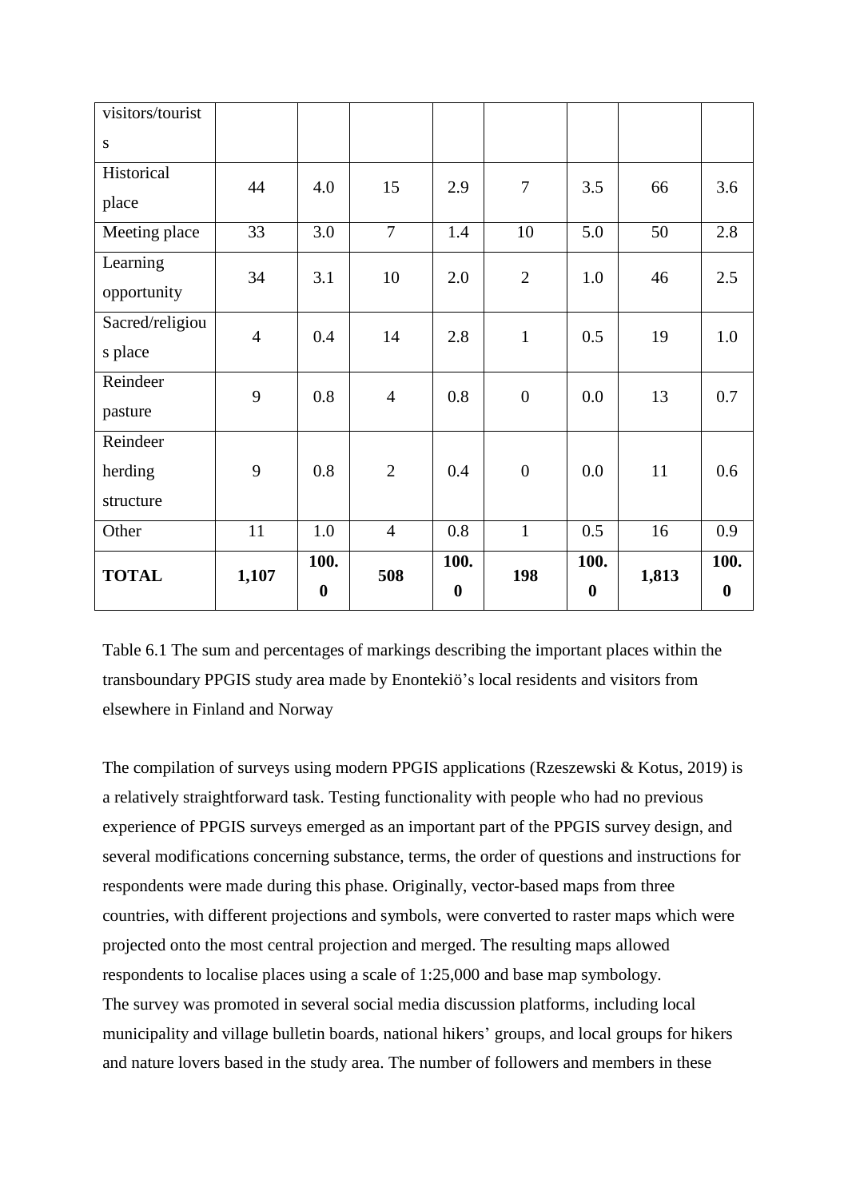| visitors/tourists | | | | | | | | |
|---|---|---|---|---|---|---|---|---|
| Historical place | 44 | 4.0 | 15 | 2.9 | 7 | 3.5 | 66 | 3.6 |
| Meeting place | 33 | 3.0 | 7 | 1.4 | 10 | 5.0 | 50 | 2.8 |
| Learning opportunity | 34 | 3.1 | 10 | 2.0 | 2 | 1.0 | 46 | 2.5 |
| Sacred/religious place | 4 | 0.4 | 14 | 2.8 | 1 | 0.5 | 19 | 1.0 |
| Reindeer pasture | 9 | 0.8 | 4 | 0.8 | 0 | 0.0 | 13 | 0.7 |
| Reindeer herding structure | 9 | 0.8 | 2 | 0.4 | 0 | 0.0 | 11 | 0.6 |
| Other | 11 | 1.0 | 4 | 0.8 | 1 | 0.5 | 16 | 0.9 |
| **TOTAL** | **1,107** | **100.0** | **508** | **100.0** | **198** | **100.0** | **1,813** | **100.0** |

Table 6.1 The sum and percentages of markings describing the important places within the transboundary PPGIS study area made by Enontekiö's local residents and visitors from elsewhere in Finland and Norway

The compilation of surveys using modern PPGIS applications (Rzeszewski & Kotus, 2019) is a relatively straightforward task. Testing functionality with people who had no previous experience of PPGIS surveys emerged as an important part of the PPGIS survey design, and several modifications concerning substance, terms, the order of questions and instructions for respondents were made during this phase. Originally, vector-based maps from three countries, with different projections and symbols, were converted to raster maps which were projected onto the most central projection and merged. The resulting maps allowed respondents to localise places using a scale of 1:25,000 and base map symbology.

The survey was promoted in several social media discussion platforms, including local municipality and village bulletin boards, national hikers' groups, and local groups for hikers and nature lovers based in the study area. The number of followers and members in these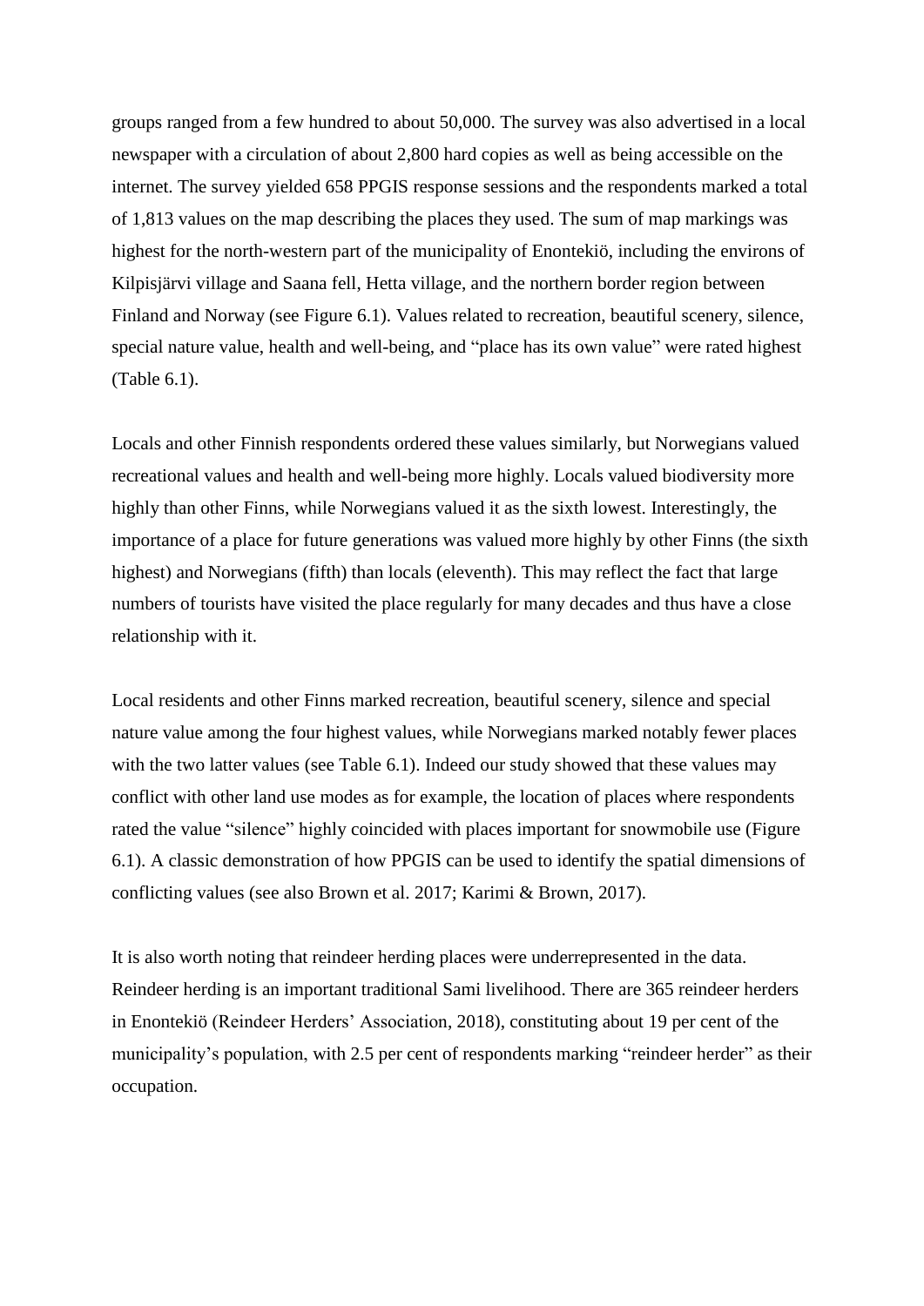groups ranged from a few hundred to about 50,000. The survey was also advertised in a local newspaper with a circulation of about 2,800 hard copies as well as being accessible on the internet. The survey yielded 658 PPGIS response sessions and the respondents marked a total of 1,813 values on the map describing the places they used. The sum of map markings was highest for the north-western part of the municipality of Enontekiö, including the environs of Kilpisjärvi village and Saana fell, Hetta village, and the northern border region between Finland and Norway (see Figure 6.1). Values related to recreation, beautiful scenery, silence, special nature value, health and well-being, and "place has its own value" were rated highest (Table 6.1).

Locals and other Finnish respondents ordered these values similarly, but Norwegians valued recreational values and health and well-being more highly. Locals valued biodiversity more highly than other Finns, while Norwegians valued it as the sixth lowest. Interestingly, the importance of a place for future generations was valued more highly by other Finns (the sixth highest) and Norwegians (fifth) than locals (eleventh). This may reflect the fact that large numbers of tourists have visited the place regularly for many decades and thus have a close relationship with it.

Local residents and other Finns marked recreation, beautiful scenery, silence and special nature value among the four highest values, while Norwegians marked notably fewer places with the two latter values (see Table 6.1). Indeed our study showed that these values may conflict with other land use modes as for example, the location of places where respondents rated the value "silence" highly coincided with places important for snowmobile use (Figure 6.1). A classic demonstration of how PPGIS can be used to identify the spatial dimensions of conflicting values (see also Brown et al. 2017; Karimi & Brown, 2017).

It is also worth noting that reindeer herding places were underrepresented in the data. Reindeer herding is an important traditional Sami livelihood. There are 365 reindeer herders in Enontekiö (Reindeer Herders' Association, 2018), constituting about 19 per cent of the municipality's population, with 2.5 per cent of respondents marking "reindeer herder" as their occupation.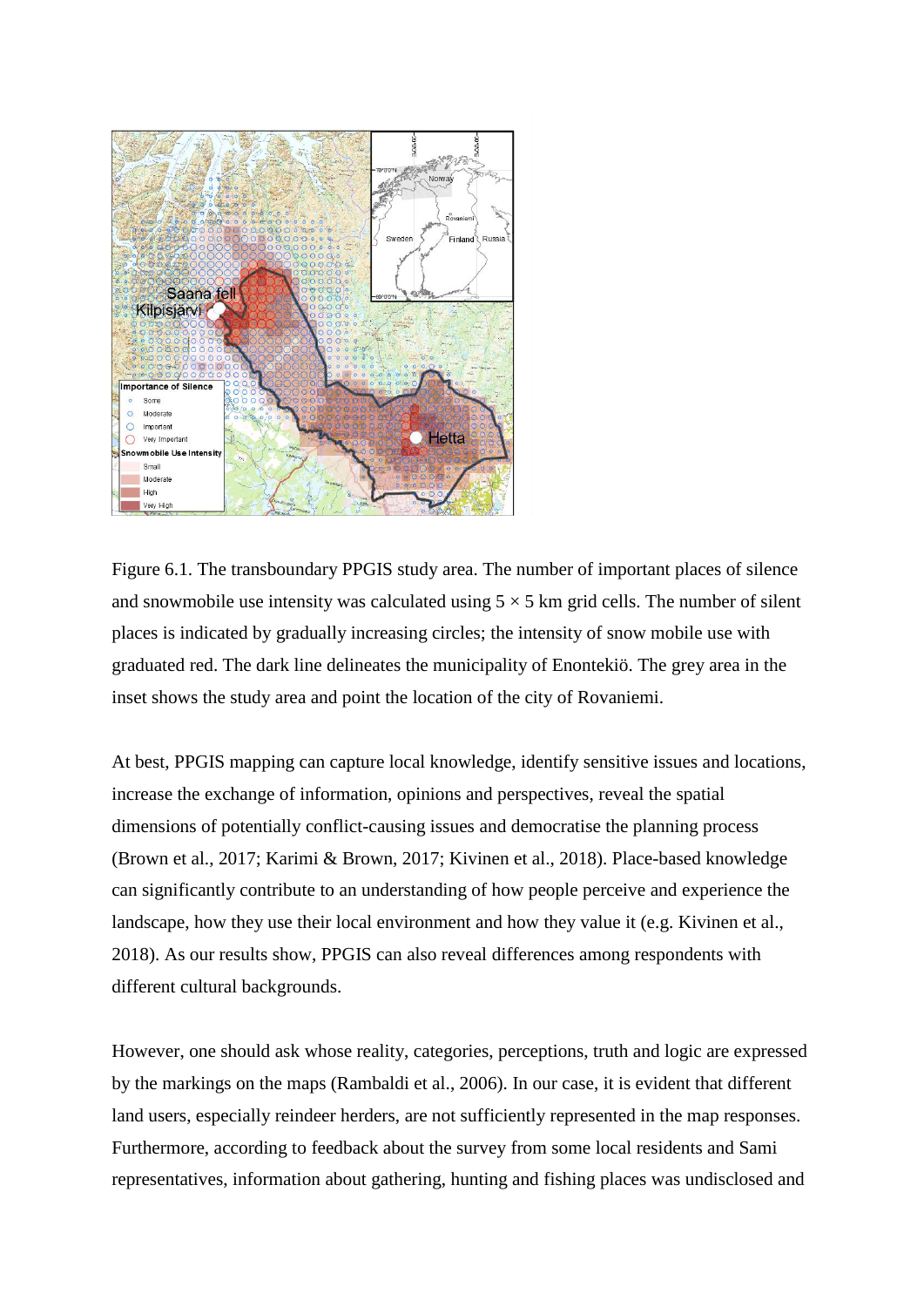Figure 6.1. The transboundary PPGIS study area. The number of important places of silence and snowmobile use intensity was calculated using 5 × 5 km grid cells. The number of silent places is indicated by gradually increasing circles; the intensity of snow mobile use with graduated red. The dark line delineates the municipality of Enontekiö. The grey area in the inset shows the study area and point the location of the city of Rovaniemi.

At best, PPGIS mapping can capture local knowledge, identify sensitive issues and locations, increase the exchange of information, opinions and perspectives, reveal the spatial dimensions of potentially conflict-causing issues and democratise the planning process (Brown et al., 2017; Karimi & Brown, 2017; Kivinen et al., 2018). Place-based knowledge can significantly contribute to an understanding of how people perceive and experience the landscape, how they use their local environment and how they value it (e.g. Kivinen et al., 2018). As our results show, PPGIS can also reveal differences among respondents with different cultural backgrounds.

However, one should ask whose reality, categories, perceptions, truth and logic are expressed by the markings on the maps (Rambaldi et al., 2006). In our case, it is evident that different land users, especially reindeer herders, are not sufficiently represented in the map responses. Furthermore, according to feedback about the survey from some local residents and Sami representatives, information about gathering, hunting and fishing places was undisclosed and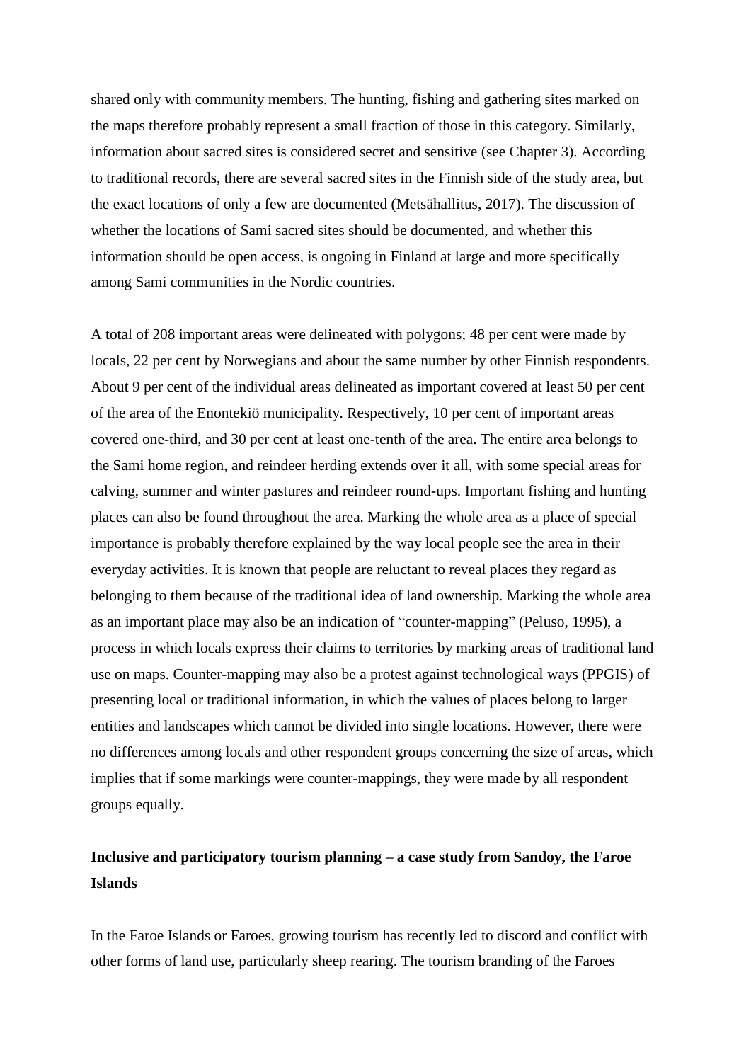shared only with community members. The hunting, fishing and gathering sites marked on the maps therefore probably represent a small fraction of those in this category. Similarly, information about sacred sites is considered secret and sensitive (see Chapter 3). According to traditional records, there are several sacred sites in the Finnish side of the study area, but the exact locations of only a few are documented (Metsähallitus, 2017). The discussion of whether the locations of Sami sacred sites should be documented, and whether this information should be open access, is ongoing in Finland at large and more specifically among Sami communities in the Nordic countries.

A total of 208 important areas were delineated with polygons; 48 per cent were made by locals, 22 per cent by Norwegians and about the same number by other Finnish respondents. About 9 per cent of the individual areas delineated as important covered at least 50 per cent of the area of the Enontekiö municipality. Respectively, 10 per cent of important areas covered one-third, and 30 per cent at least one-tenth of the area. The entire area belongs to the Sami home region, and reindeer herding extends over it all, with some special areas for calving, summer and winter pastures and reindeer round-ups. Important fishing and hunting places can also be found throughout the area. Marking the whole area as a place of special importance is probably therefore explained by the way local people see the area in their everyday activities. It is known that people are reluctant to reveal places they regard as belonging to them because of the traditional idea of land ownership. Marking the whole area as an important place may also be an indication of "counter-mapping" (Peluso, 1995), a process in which locals express their claims to territories by marking areas of traditional land use on maps. Counter-mapping may also be a protest against technological ways (PPGIS) of presenting local or traditional information, in which the values of places belong to larger entities and landscapes which cannot be divided into single locations. However, there were no differences among locals and other respondent groups concerning the size of areas, which implies that if some markings were counter-mappings, they were made by all respondent groups equally.

## Inclusive and participatory tourism planning – a case study from Sandoy, the Faroe Islands

In the Faroe Islands or Faroes, growing tourism has recently led to discord and conflict with other forms of land use, particularly sheep rearing. The tourism branding of the Faroes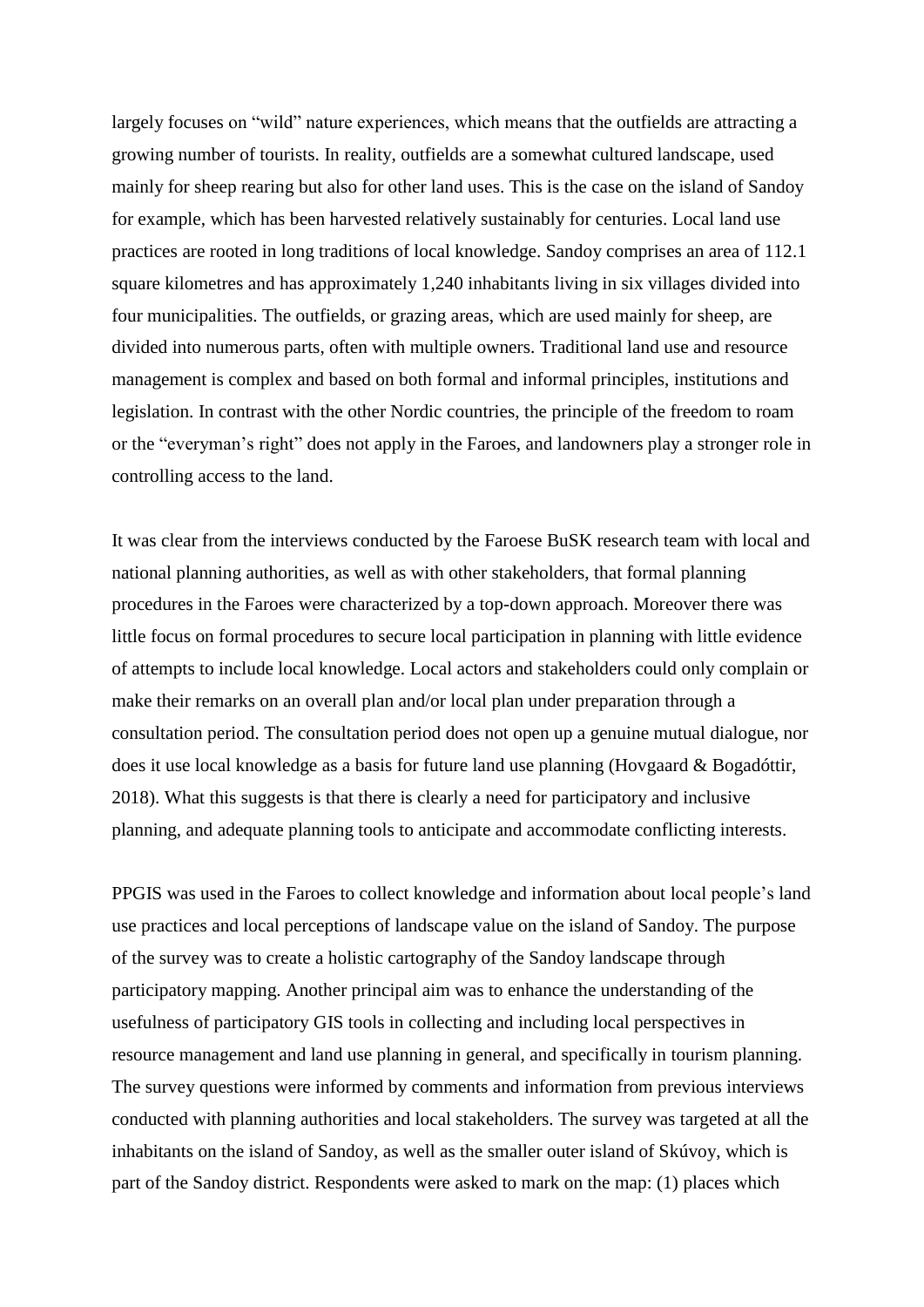largely focuses on “wild” nature experiences, which means that the outfields are attracting a growing number of tourists. In reality, outfields are a somewhat cultured landscape, used mainly for sheep rearing but also for other land uses. This is the case on the island of Sandoy for example, which has been harvested relatively sustainably for centuries. Local land use practices are rooted in long traditions of local knowledge. Sandoy comprises an area of 112.1 square kilometres and has approximately 1,240 inhabitants living in six villages divided into four municipalities. The outfields, or grazing areas, which are used mainly for sheep, are divided into numerous parts, often with multiple owners. Traditional land use and resource management is complex and based on both formal and informal principles, institutions and legislation. In contrast with the other Nordic countries, the principle of the freedom to roam or the “everyman’s right” does not apply in the Faroes, and landowners play a stronger role in controlling access to the land.

It was clear from the interviews conducted by the Faroese BuSK research team with local and national planning authorities, as well as with other stakeholders, that formal planning procedures in the Faroes were characterized by a top-down approach. Moreover there was little focus on formal procedures to secure local participation in planning with little evidence of attempts to include local knowledge. Local actors and stakeholders could only complain or make their remarks on an overall plan and/or local plan under preparation through a consultation period. The consultation period does not open up a genuine mutual dialogue, nor does it use local knowledge as a basis for future land use planning (Hovgaard & Bogadóttir, 2018). What this suggests is that there is clearly a need for participatory and inclusive planning, and adequate planning tools to anticipate and accommodate conflicting interests.

PPGIS was used in the Faroes to collect knowledge and information about local people’s land use practices and local perceptions of landscape value on the island of Sandoy. The purpose of the survey was to create a holistic cartography of the Sandoy landscape through participatory mapping. Another principal aim was to enhance the understanding of the usefulness of participatory GIS tools in collecting and including local perspectives in resource management and land use planning in general, and specifically in tourism planning. The survey questions were informed by comments and information from previous interviews conducted with planning authorities and local stakeholders. The survey was targeted at all the inhabitants on the island of Sandoy, as well as the smaller outer island of Skúvoy, which is part of the Sandoy district. Respondents were asked to mark on the map: (1) places which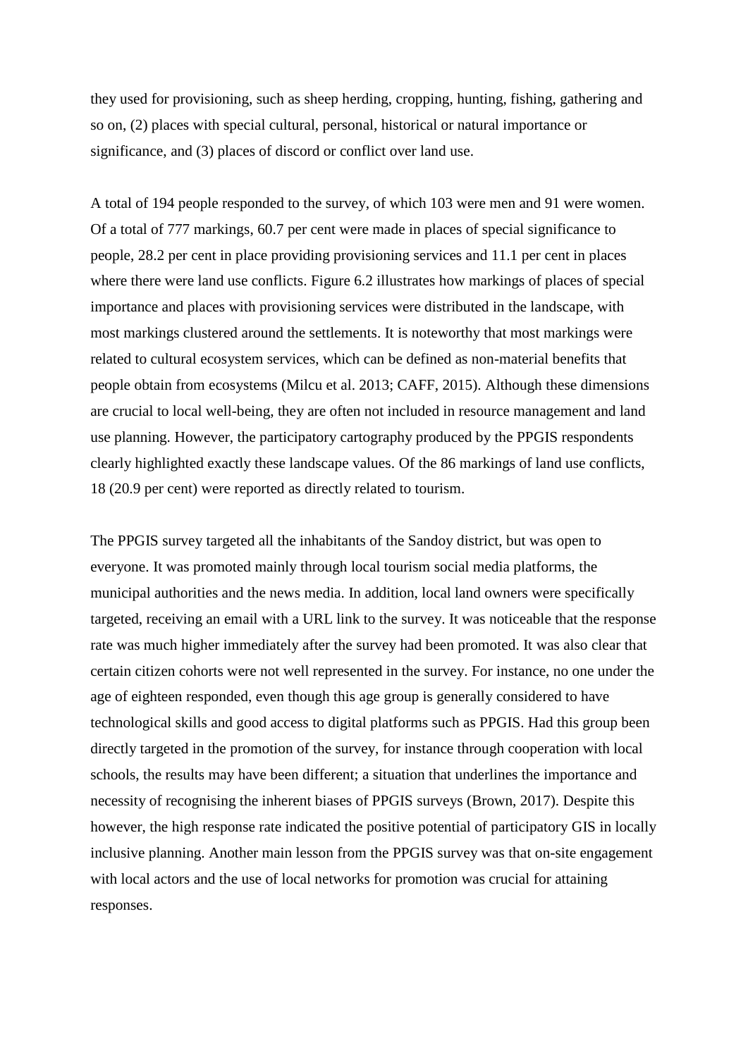they used for provisioning, such as sheep herding, cropping, hunting, fishing, gathering and so on, (2) places with special cultural, personal, historical or natural importance or significance, and (3) places of discord or conflict over land use.

A total of 194 people responded to the survey, of which 103 were men and 91 were women. Of a total of 777 markings, 60.7 per cent were made in places of special significance to people, 28.2 per cent in place providing provisioning services and 11.1 per cent in places where there were land use conflicts. Figure 6.2 illustrates how markings of places of special importance and places with provisioning services were distributed in the landscape, with most markings clustered around the settlements. It is noteworthy that most markings were related to cultural ecosystem services, which can be defined as non-material benefits that people obtain from ecosystems (Milcu et al. 2013; CAFF, 2015). Although these dimensions are crucial to local well-being, they are often not included in resource management and land use planning. However, the participatory cartography produced by the PPGIS respondents clearly highlighted exactly these landscape values. Of the 86 markings of land use conflicts, 18 (20.9 per cent) were reported as directly related to tourism.

The PPGIS survey targeted all the inhabitants of the Sandoy district, but was open to everyone. It was promoted mainly through local tourism social media platforms, the municipal authorities and the news media. In addition, local land owners were specifically targeted, receiving an email with a URL link to the survey. It was noticeable that the response rate was much higher immediately after the survey had been promoted. It was also clear that certain citizen cohorts were not well represented in the survey. For instance, no one under the age of eighteen responded, even though this age group is generally considered to have technological skills and good access to digital platforms such as PPGIS. Had this group been directly targeted in the promotion of the survey, for instance through cooperation with local schools, the results may have been different; a situation that underlines the importance and necessity of recognising the inherent biases of PPGIS surveys (Brown, 2017). Despite this however, the high response rate indicated the positive potential of participatory GIS in locally inclusive planning. Another main lesson from the PPGIS survey was that on-site engagement with local actors and the use of local networks for promotion was crucial for attaining responses.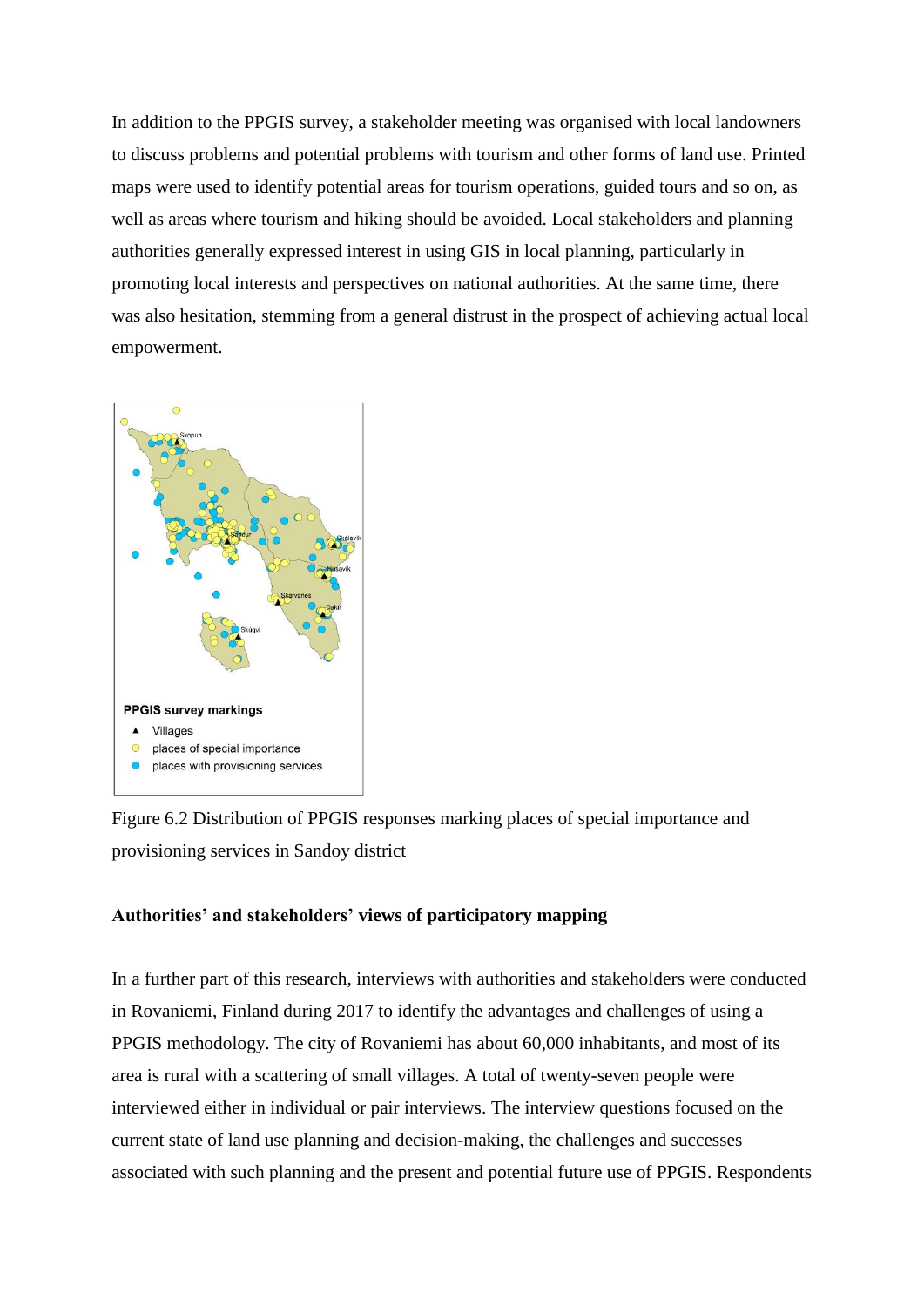In addition to the PPGIS survey, a stakeholder meeting was organised with local landowners to discuss problems and potential problems with tourism and other forms of land use. Printed maps were used to identify potential areas for tourism operations, guided tours and so on, as well as areas where tourism and hiking should be avoided. Local stakeholders and planning authorities generally expressed interest in using GIS in local planning, particularly in promoting local interests and perspectives on national authorities. At the same time, there was also hesitation, stemming from a general distrust in the prospect of achieving actual local empowerment.

Figure 6.2 Distribution of PPGIS responses marking places of special importance and provisioning services in Sandoy district

**Authorities' and stakeholders' views of participatory mapping**

In a further part of this research, interviews with authorities and stakeholders were conducted in Rovaniemi, Finland during 2017 to identify the advantages and challenges of using a PPGIS methodology. The city of Rovaniemi has about 60,000 inhabitants, and most of its area is rural with a scattering of small villages. A total of twenty-seven people were interviewed either in individual or pair interviews. The interview questions focused on the current state of land use planning and decision-making, the challenges and successes associated with such planning and the present and potential future use of PPGIS. Respondents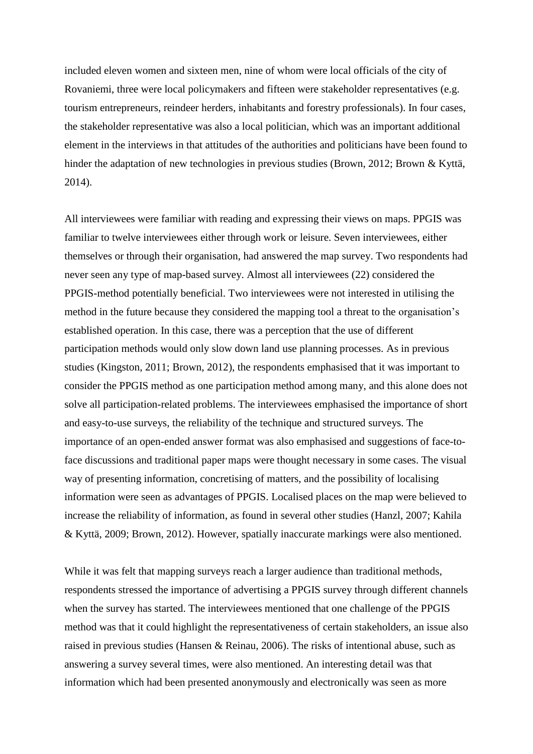included eleven women and sixteen men, nine of whom were local officials of the city of Rovaniemi, three were local policymakers and fifteen were stakeholder representatives (e.g. tourism entrepreneurs, reindeer herders, inhabitants and forestry professionals). In four cases, the stakeholder representative was also a local politician, which was an important additional element in the interviews in that attitudes of the authorities and politicians have been found to hinder the adaptation of new technologies in previous studies (Brown, 2012; Brown & Kyttä, 2014).

All interviewees were familiar with reading and expressing their views on maps. PPGIS was familiar to twelve interviewees either through work or leisure. Seven interviewees, either themselves or through their organisation, had answered the map survey. Two respondents had never seen any type of map-based survey. Almost all interviewees (22) considered the PPGIS-method potentially beneficial. Two interviewees were not interested in utilising the method in the future because they considered the mapping tool a threat to the organisation's established operation. In this case, there was a perception that the use of different participation methods would only slow down land use planning processes. As in previous studies (Kingston, 2011; Brown, 2012), the respondents emphasised that it was important to consider the PPGIS method as one participation method among many, and this alone does not solve all participation-related problems. The interviewees emphasised the importance of short and easy-to-use surveys, the reliability of the technique and structured surveys. The importance of an open-ended answer format was also emphasised and suggestions of face-to-face discussions and traditional paper maps were thought necessary in some cases. The visual way of presenting information, concretising of matters, and the possibility of localising information were seen as advantages of PPGIS. Localised places on the map were believed to increase the reliability of information, as found in several other studies (Hanzl, 2007; Kahila & Kyttä, 2009; Brown, 2012). However, spatially inaccurate markings were also mentioned.

While it was felt that mapping surveys reach a larger audience than traditional methods, respondents stressed the importance of advertising a PPGIS survey through different channels when the survey has started. The interviewees mentioned that one challenge of the PPGIS method was that it could highlight the representativeness of certain stakeholders, an issue also raised in previous studies (Hansen & Reinau, 2006). The risks of intentional abuse, such as answering a survey several times, were also mentioned. An interesting detail was that information which had been presented anonymously and electronically was seen as more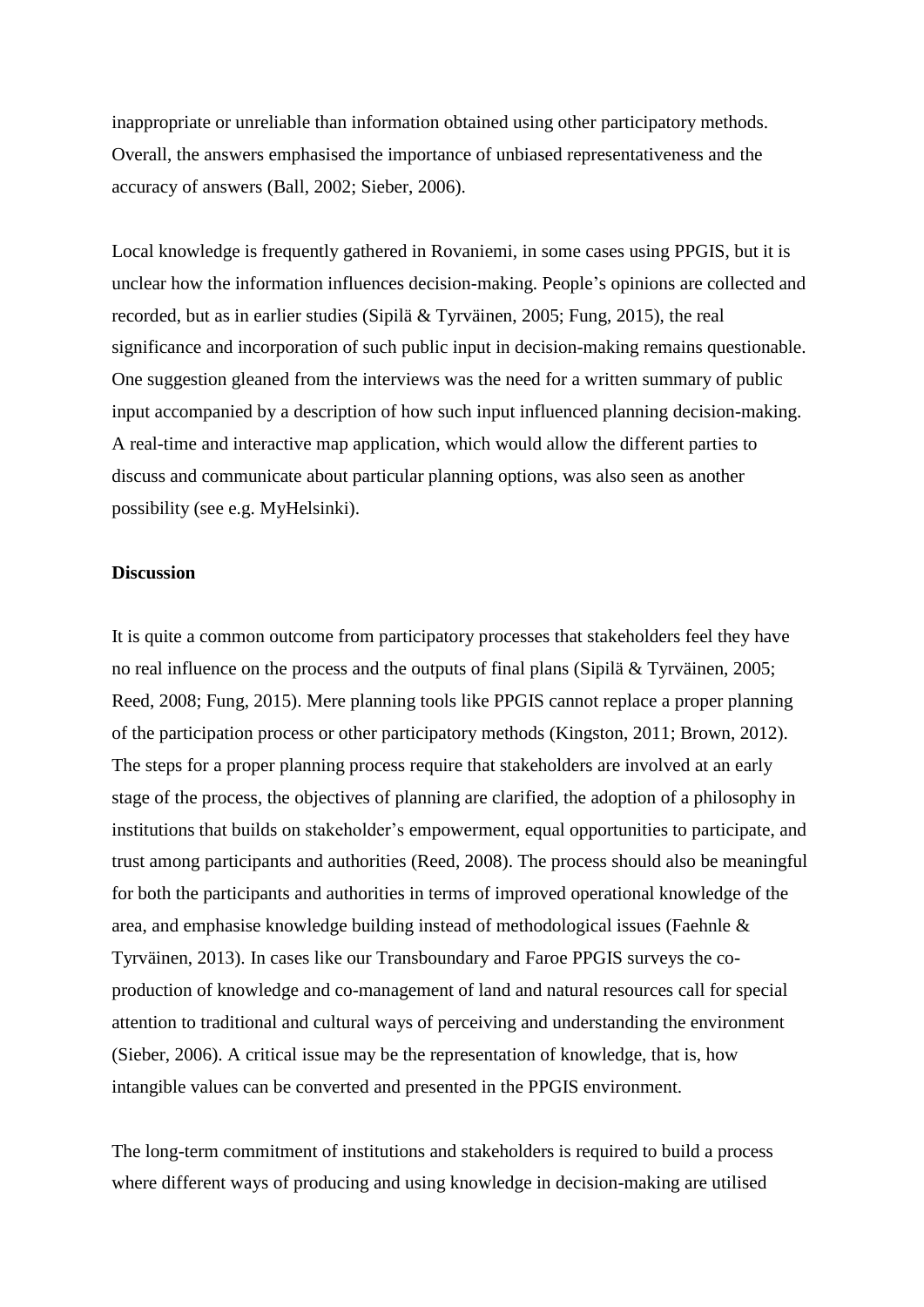inappropriate or unreliable than information obtained using other participatory methods. Overall, the answers emphasised the importance of unbiased representativeness and the accuracy of answers (Ball, 2002; Sieber, 2006).

Local knowledge is frequently gathered in Rovaniemi, in some cases using PPGIS, but it is unclear how the information influences decision-making. People's opinions are collected and recorded, but as in earlier studies (Sipilä & Tyrväinen, 2005; Fung, 2015), the real significance and incorporation of such public input in decision-making remains questionable. One suggestion gleaned from the interviews was the need for a written summary of public input accompanied by a description of how such input influenced planning decision-making. A real-time and interactive map application, which would allow the different parties to discuss and communicate about particular planning options, was also seen as another possibility (see e.g. MyHelsinki).

## Discussion

It is quite a common outcome from participatory processes that stakeholders feel they have no real influence on the process and the outputs of final plans (Sipilä & Tyrväinen, 2005; Reed, 2008; Fung, 2015). Mere planning tools like PPGIS cannot replace a proper planning of the participation process or other participatory methods (Kingston, 2011; Brown, 2012). The steps for a proper planning process require that stakeholders are involved at an early stage of the process, the objectives of planning are clarified, the adoption of a philosophy in institutions that builds on stakeholder's empowerment, equal opportunities to participate, and trust among participants and authorities (Reed, 2008). The process should also be meaningful for both the participants and authorities in terms of improved operational knowledge of the area, and emphasise knowledge building instead of methodological issues (Faehnle & Tyrväinen, 2013). In cases like our Transboundary and Faroe PPGIS surveys the co-production of knowledge and co-management of land and natural resources call for special attention to traditional and cultural ways of perceiving and understanding the environment (Sieber, 2006). A critical issue may be the representation of knowledge, that is, how intangible values can be converted and presented in the PPGIS environment.

The long-term commitment of institutions and stakeholders is required to build a process where different ways of producing and using knowledge in decision-making are utilised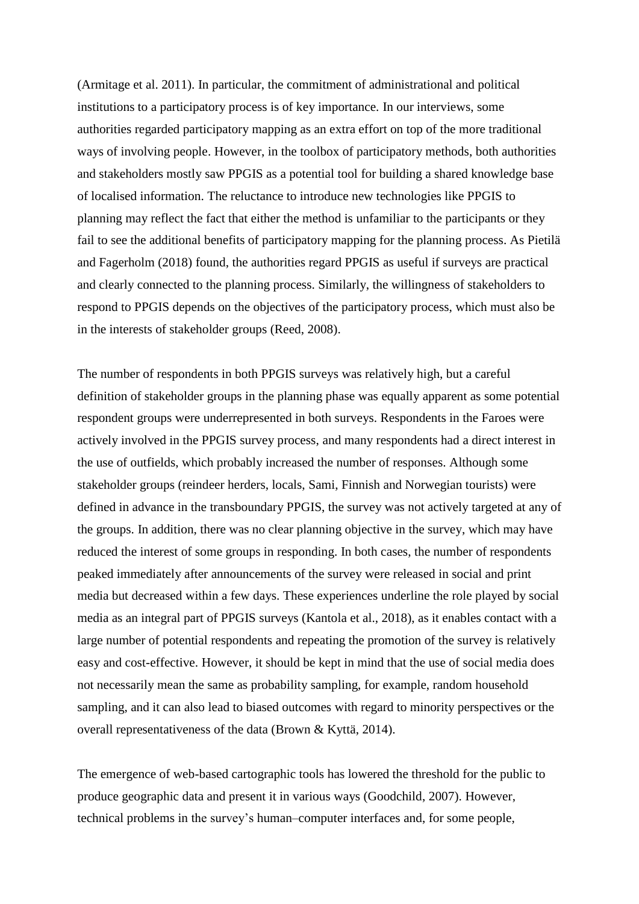(Armitage et al. 2011). In particular, the commitment of administrational and political institutions to a participatory process is of key importance. In our interviews, some authorities regarded participatory mapping as an extra effort on top of the more traditional ways of involving people. However, in the toolbox of participatory methods, both authorities and stakeholders mostly saw PPGIS as a potential tool for building a shared knowledge base of localised information. The reluctance to introduce new technologies like PPGIS to planning may reflect the fact that either the method is unfamiliar to the participants or they fail to see the additional benefits of participatory mapping for the planning process. As Pietilä and Fagerholm (2018) found, the authorities regard PPGIS as useful if surveys are practical and clearly connected to the planning process. Similarly, the willingness of stakeholders to respond to PPGIS depends on the objectives of the participatory process, which must also be in the interests of stakeholder groups (Reed, 2008).

The number of respondents in both PPGIS surveys was relatively high, but a careful definition of stakeholder groups in the planning phase was equally apparent as some potential respondent groups were underrepresented in both surveys. Respondents in the Faroes were actively involved in the PPGIS survey process, and many respondents had a direct interest in the use of outfields, which probably increased the number of responses. Although some stakeholder groups (reindeer herders, locals, Sami, Finnish and Norwegian tourists) were defined in advance in the transboundary PPGIS, the survey was not actively targeted at any of the groups. In addition, there was no clear planning objective in the survey, which may have reduced the interest of some groups in responding. In both cases, the number of respondents peaked immediately after announcements of the survey were released in social and print media but decreased within a few days. These experiences underline the role played by social media as an integral part of PPGIS surveys (Kantola et al., 2018), as it enables contact with a large number of potential respondents and repeating the promotion of the survey is relatively easy and cost-effective. However, it should be kept in mind that the use of social media does not necessarily mean the same as probability sampling, for example, random household sampling, and it can also lead to biased outcomes with regard to minority perspectives or the overall representativeness of the data (Brown & Kyttä, 2014).

The emergence of web-based cartographic tools has lowered the threshold for the public to produce geographic data and present it in various ways (Goodchild, 2007). However, technical problems in the survey's human–computer interfaces and, for some people,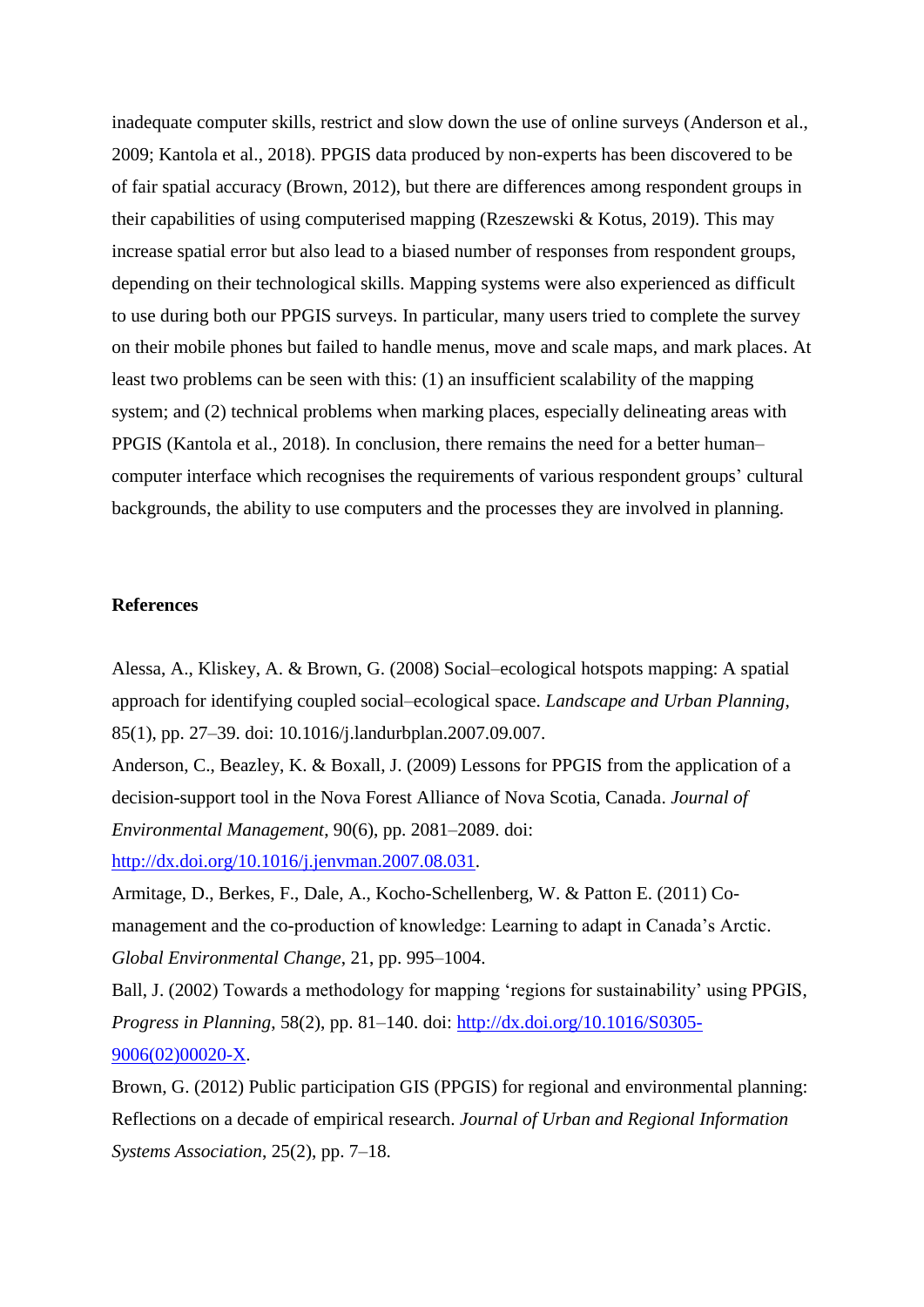inadequate computer skills, restrict and slow down the use of online surveys (Anderson et al., 2009; Kantola et al., 2018). PPGIS data produced by non-experts has been discovered to be of fair spatial accuracy (Brown, 2012), but there are differences among respondent groups in their capabilities of using computerised mapping (Rzeszewski & Kotus, 2019). This may increase spatial error but also lead to a biased number of responses from respondent groups, depending on their technological skills. Mapping systems were also experienced as difficult to use during both our PPGIS surveys. In particular, many users tried to complete the survey on their mobile phones but failed to handle menus, move and scale maps, and mark places. At least two problems can be seen with this: (1) an insufficient scalability of the mapping system; and (2) technical problems when marking places, especially delineating areas with PPGIS (Kantola et al., 2018). In conclusion, there remains the need for a better human–computer interface which recognises the requirements of various respondent groups' cultural backgrounds, the ability to use computers and the processes they are involved in planning.

**References**

Alessa, A., Kliskey, A. & Brown, G. (2008) Social–ecological hotspots mapping: A spatial approach for identifying coupled social–ecological space. *Landscape and Urban Planning*, 85(1), pp. 27–39. doi: 10.1016/j.landurbplan.2007.09.007.

Anderson, C., Beazley, K. & Boxall, J. (2009) Lessons for PPGIS from the application of a decision-support tool in the Nova Forest Alliance of Nova Scotia, Canada. *Journal of Environmental Management*, 90(6), pp. 2081–2089. doi: http://dx.doi.org/10.1016/j.jenvman.2007.08.031.

Armitage, D., Berkes, F., Dale, A., Kocho-Schellenberg, W. & Patton E. (2011) Co-management and the co-production of knowledge: Learning to adapt in Canada's Arctic. *Global Environmental Change*, 21, pp. 995–1004.

Ball, J. (2002) Towards a methodology for mapping 'regions for sustainability' using PPGIS, *Progress in Planning*, 58(2), pp. 81–140. doi: http://dx.doi.org/10.1016/S0305-9006(02)00020-X.

Brown, G. (2012) Public participation GIS (PPGIS) for regional and environmental planning: Reflections on a decade of empirical research. *Journal of Urban and Regional Information Systems Association*, 25(2), pp. 7–18.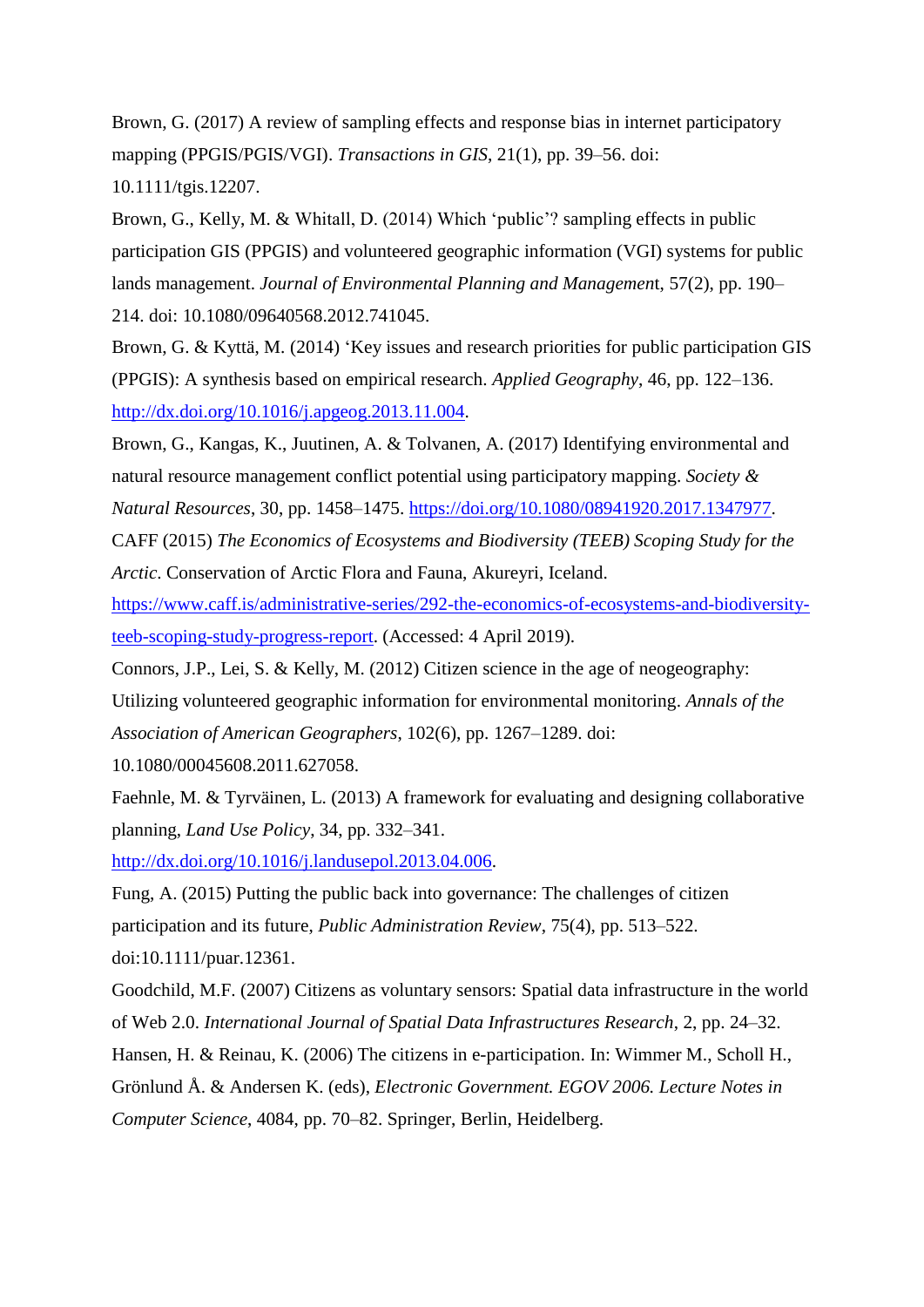Brown, G. (2017) A review of sampling effects and response bias in internet participatory mapping (PPGIS/PGIS/VGI). *Transactions in GIS*, 21(1), pp. 39–56. doi: 10.1111/tgis.12207.

Brown, G., Kelly, M. & Whitall, D. (2014) Which ‘public’? sampling effects in public participation GIS (PPGIS) and volunteered geographic information (VGI) systems for public lands management. *Journal of Environmental Planning and Managemen*t, 57(2), pp. 190–214. doi: 10.1080/09640568.2012.741045.

Brown, G. & Kyttä, M. (2014) ‘Key issues and research priorities for public participation GIS (PPGIS): A synthesis based on empirical research. *Applied Geography*, 46, pp. 122–136. http://dx.doi.org/10.1016/j.apgeog.2013.11.004.

Brown, G., Kangas, K., Juutinen, A. & Tolvanen, A. (2017) Identifying environmental and natural resource management conflict potential using participatory mapping. *Society & Natural Resources*, 30, pp. 1458–1475. https://doi.org/10.1080/08941920.2017.1347977.

CAFF (2015) *The Economics of Ecosystems and Biodiversity (TEEB) Scoping Study for the Arctic*. Conservation of Arctic Flora and Fauna, Akureyri, Iceland. https://www.caff.is/administrative-series/292-the-economics-of-ecosystems-and-biodiversity-teeb-scoping-study-progress-report. (Accessed: 4 April 2019).

Connors, J.P., Lei, S. & Kelly, M. (2012) Citizen science in the age of neogeography: Utilizing volunteered geographic information for environmental monitoring. *Annals of the Association of American Geographers*, 102(6), pp. 1267–1289. doi: 10.1080/00045608.2011.627058.

Faehnle, M. & Tyrväinen, L. (2013) A framework for evaluating and designing collaborative planning, *Land Use Policy*, 34, pp. 332–341. http://dx.doi.org/10.1016/j.landusepol.2013.04.006.

Fung, A. (2015) Putting the public back into governance: The challenges of citizen participation and its future, *Public Administration Review*, 75(4), pp. 513–522. doi:10.1111/puar.12361.

Goodchild, M.F. (2007) Citizens as voluntary sensors: Spatial data infrastructure in the world of Web 2.0. *International Journal of Spatial Data Infrastructures Research*, 2, pp. 24–32.

Hansen, H. & Reinau, K. (2006) The citizens in e-participation. In: Wimmer M., Scholl H., Grönlund Å. & Andersen K. (eds), *Electronic Government. EGOV 2006. Lecture Notes in Computer Science*, 4084, pp. 70–82. Springer, Berlin, Heidelberg.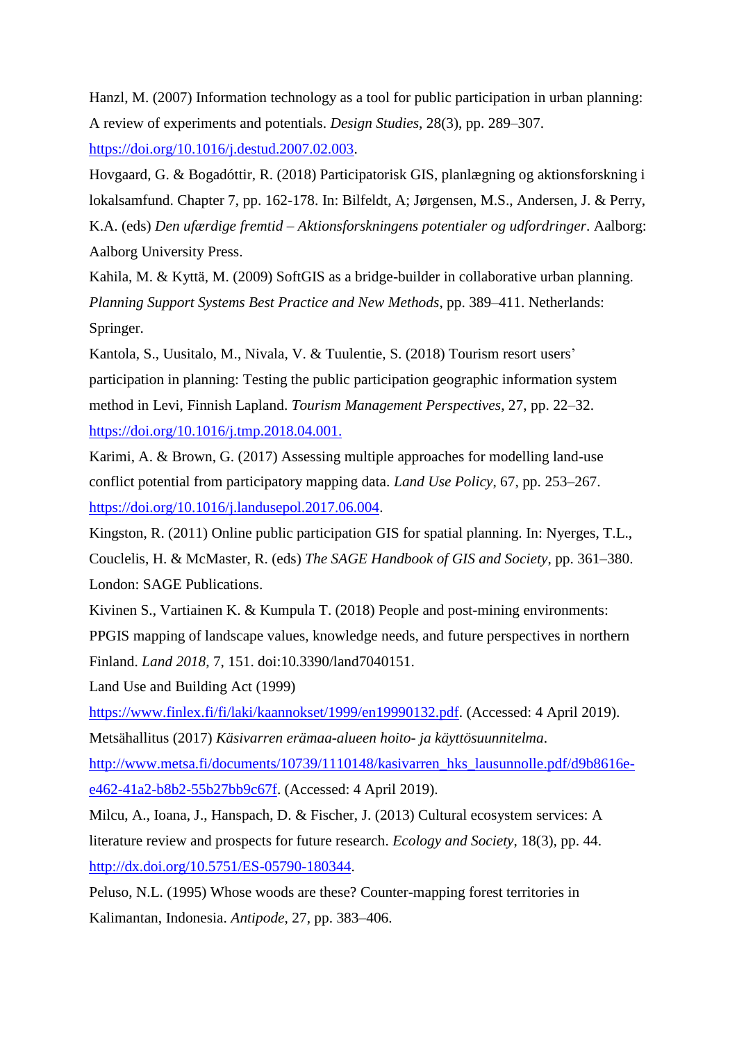Hanzl, M. (2007) Information technology as a tool for public participation in urban planning: A review of experiments and potentials. *Design Studies*, 28(3), pp. 289–307. https://doi.org/10.1016/j.destud.2007.02.003.

Hovgaard, G. & Bogadóttir, R. (2018) Participatorisk GIS, planlægning og aktionsforskning i lokalsamfund. Chapter 7, pp. 162-178. In: Bilfeldt, A; Jørgensen, M.S., Andersen, J. & Perry, K.A. (eds) *Den ufærdige fremtid – Aktionsforskningens potentialer og udfordringer*. Aalborg: Aalborg University Press.

Kahila, M. & Kyttä, M. (2009) SoftGIS as a bridge-builder in collaborative urban planning. *Planning Support Systems Best Practice and New Methods*, pp. 389–411. Netherlands: Springer.

Kantola, S., Uusitalo, M., Nivala, V. & Tuulentie, S. (2018) Tourism resort users' participation in planning: Testing the public participation geographic information system method in Levi, Finnish Lapland. *Tourism Management Perspectives*, 27, pp. 22–32. https://doi.org/10.1016/j.tmp.2018.04.001.

Karimi, A. & Brown, G. (2017) Assessing multiple approaches for modelling land-use conflict potential from participatory mapping data. *Land Use Policy*, 67, pp. 253–267. https://doi.org/10.1016/j.landusepol.2017.06.004.

Kingston, R. (2011) Online public participation GIS for spatial planning. In: Nyerges, T.L., Couclelis, H. & McMaster, R. (eds) *The SAGE Handbook of GIS and Society*, pp. 361–380. London: SAGE Publications.

Kivinen S., Vartiainen K. & Kumpula T. (2018) People and post-mining environments: PPGIS mapping of landscape values, knowledge needs, and future perspectives in northern Finland. *Land 2018*, 7, 151. doi:10.3390/land7040151.

Land Use and Building Act (1999) https://www.finlex.fi/fi/laki/kaannokset/1999/en19990132.pdf. (Accessed: 4 April 2019).

Metsähallitus (2017) *Käsivarren erämaa-alueen hoito- ja käyttösuunnitelma*. http://www.metsa.fi/documents/10739/1110148/kasivarren_hks_lausunnolle.pdf/d9b8616e-e462-41a2-b8b2-55b27bb9c67f. (Accessed: 4 April 2019).

Milcu, A., Ioana, J., Hanspach, D. & Fischer, J. (2013) Cultural ecosystem services: A literature review and prospects for future research. *Ecology and Society*, 18(3), pp. 44. http://dx.doi.org/10.5751/ES-05790-180344.

Peluso, N.L. (1995) Whose woods are these? Counter-mapping forest territories in Kalimantan, Indonesia. *Antipode*, 27, pp. 383–406.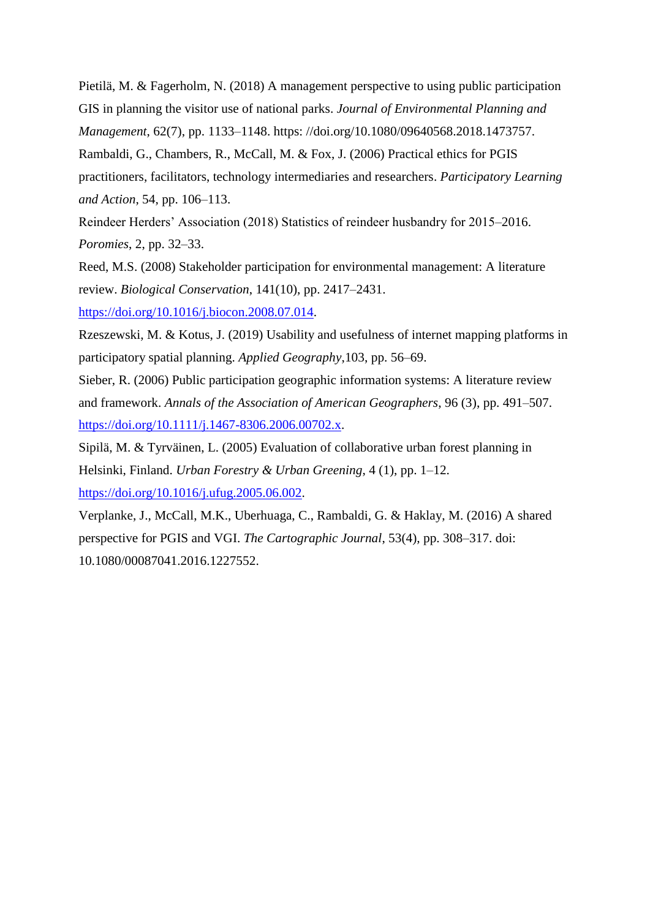Pietilä, M. & Fagerholm, N. (2018) A management perspective to using public participation GIS in planning the visitor use of national parks. *Journal of Environmental Planning and Management*, 62(7), pp. 1133–1148. https: //doi.org/10.1080/09640568.2018.1473757.

Rambaldi, G., Chambers, R., McCall, M. & Fox, J. (2006) Practical ethics for PGIS practitioners, facilitators, technology intermediaries and researchers. *Participatory Learning and Action*, 54, pp. 106–113.

Reindeer Herders' Association (2018) Statistics of reindeer husbandry for 2015–2016. *Poromies*, 2, pp. 32–33.

Reed, M.S. (2008) Stakeholder participation for environmental management: A literature review. *Biological Conservation*, 141(10), pp. 2417–2431. https://doi.org/10.1016/j.biocon.2008.07.014.

Rzeszewski, M. & Kotus, J. (2019) Usability and usefulness of internet mapping platforms in participatory spatial planning. *Applied Geography*,103, pp. 56–69.

Sieber, R. (2006) Public participation geographic information systems: A literature review and framework. *Annals of the Association of American Geographers*, 96 (3), pp. 491–507. https://doi.org/10.1111/j.1467-8306.2006.00702.x.

Sipilä, M. & Tyrväinen, L. (2005) Evaluation of collaborative urban forest planning in Helsinki, Finland. *Urban Forestry & Urban Greening*, 4 (1), pp. 1–12. https://doi.org/10.1016/j.ufug.2005.06.002.

Verplanke, J., McCall, M.K., Uberhuaga, C., Rambaldi, G. & Haklay, M. (2016) A shared perspective for PGIS and VGI. *The Cartographic Journal*, 53(4), pp. 308–317. doi: 10.1080/00087041.2016.1227552.